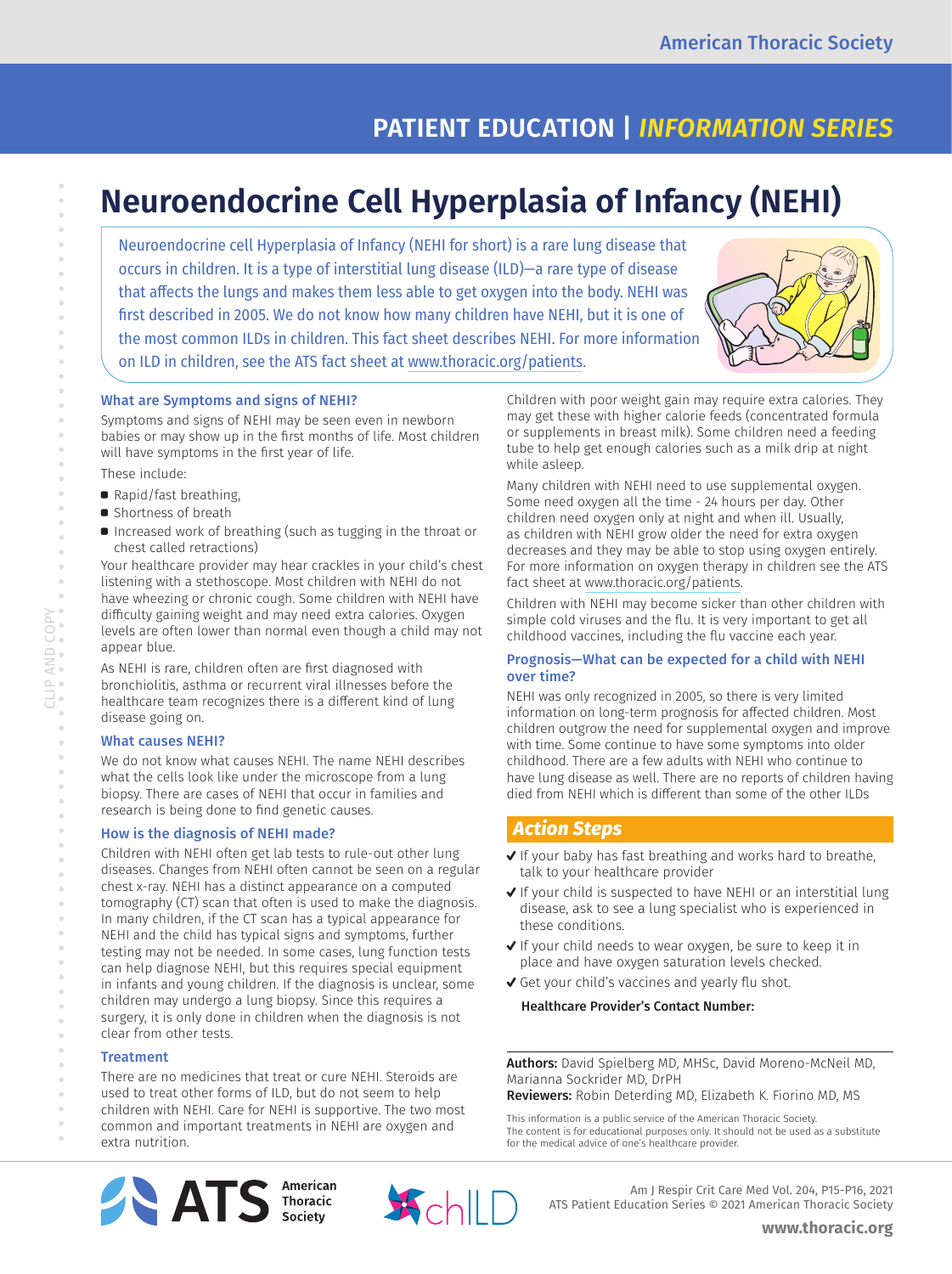# Neuroendocrine Cell Hyperplasia of Infancy (NEHI)

Neuroendocrine cell Hyperplasia of Infancy (NEHI for short) is a rare lung disease that occurs in children. It is a type of interstitial lung disease (ILD)—a rare type of disease that affects the lungs and makes them less able to get oxygen into the body. NEHI was first described in 2005. We do not know how many children have NEHI, but it is one of the most common ILDs in children. This fact sheet describes NEHI. For more information on ILD in children, see the ATS fact sheet at www.thoracic.org/patients.

### What are Symptoms and signs of NEHI?

Symptoms and signs of NEHI may be seen even in newborn babies or may show up in the first months of life. Most children will have symptoms in the first year of life.

These include:

- Rapid/fast breathing,
- Shortness of breath
- Increased work of breathing (such as tugging in the throat or chest called retractions)

Your healthcare provider may hear crackles in your child's chest listening with a stethoscope. Most children with NEHI do not have wheezing or chronic cough. Some children with NEHI have difficulty gaining weight and may need extra calories. Oxygen levels are often lower than normal even though a child may not appear blue.

As NEHI is rare, children often are first diagnosed with bronchiolitis, asthma or recurrent viral illnesses before the healthcare team recognizes there is a different kind of lung disease going on.

### What causes NEHI?

We do not know what causes NEHI. The name NEHI describes what the cells look like under the microscope from a lung biopsy. There are cases of NEHI that occur in families and research is being done to find genetic causes.

### How is the diagnosis of NEHI made?

Children with NEHI often get lab tests to rule-out other lung diseases. Changes from NEHI often cannot be seen on a regular chest x-ray. NEHI has a distinct appearance on a computed tomography (CT) scan that often is used to make the diagnosis. In many children, if the CT scan has a typical appearance for NEHI and the child has typical signs and symptoms, further testing may not be needed. In some cases, lung function tests can help diagnose NEHI, but this requires special equipment in infants and young children. If the diagnosis is unclear, some children may undergo a lung biopsy. Since this requires a surgery, it is only done in children when the diagnosis is not clear from other tests.

### Treatment

There are no medicines that treat or cure NEHI. Steroids are used to treat other forms of ILD, but do not seem to help children with NEHI. Care for NEHI is supportive. The two most common and important treatments in NEHI are oxygen and extra nutrition.

Children with poor weight gain may require extra calories. They may get these with higher calorie feeds (concentrated formula or supplements in breast milk). Some children need a feeding tube to help get enough calories such as a milk drip at night while asleep.

Many children with NEHI need to use supplemental oxygen. Some need oxygen all the time - 24 hours per day. Other children need oxygen only at night and when ill. Usually, as children with NEHI grow older the need for extra oxygen decreases and they may be able to stop using oxygen entirely. For more information on oxygen therapy in children see the ATS fact sheet at www.thoracic.org/patients.

Children with NEHI may become sicker than other children with simple cold viruses and the flu. It is very important to get all childhood vaccines, including the flu vaccine each year.

### Prognosis—What can be expected for a child with NEHI over time?

NEHI was only recognized in 2005, so there is very limited information on long-term prognosis for affected children. Most children outgrow the need for supplemental oxygen and improve with time. Some continue to have some symptoms into older childhood. There are a few adults with NEHI who continue to have lung disease as well. There are no reports of children having died from NEHI which is different than some of the other ILDs

## *Action Steps*

- ✔ If your baby has fast breathing and works hard to breathe, talk to your healthcare provider
- ✔ If your child is suspected to have NEHI or an interstitial lung disease, ask to see a lung specialist who is experienced in these conditions.
- ✔ If your child needs to wear oxygen, be sure to keep it in place and have oxygen saturation levels checked.
- ✔ Get your child's vaccines and yearly flu shot.

**Healthcare Provider's Contact Number:**

**Authors:** David Spielberg MD, MHSc, David Moreno-McNeil MD, Marianna Sockrider MD, DrPH
**Reviewers:** Robin Deterding MD, Elizabeth K. Fiorino MD, MS

This information is a public service of the American Thoracic Society. The content is for educational purposes only. It should not be used as a substitute for the medical advice of one's healthcare provider.

ATS Patient Education Series © 2021 American Thoracic Society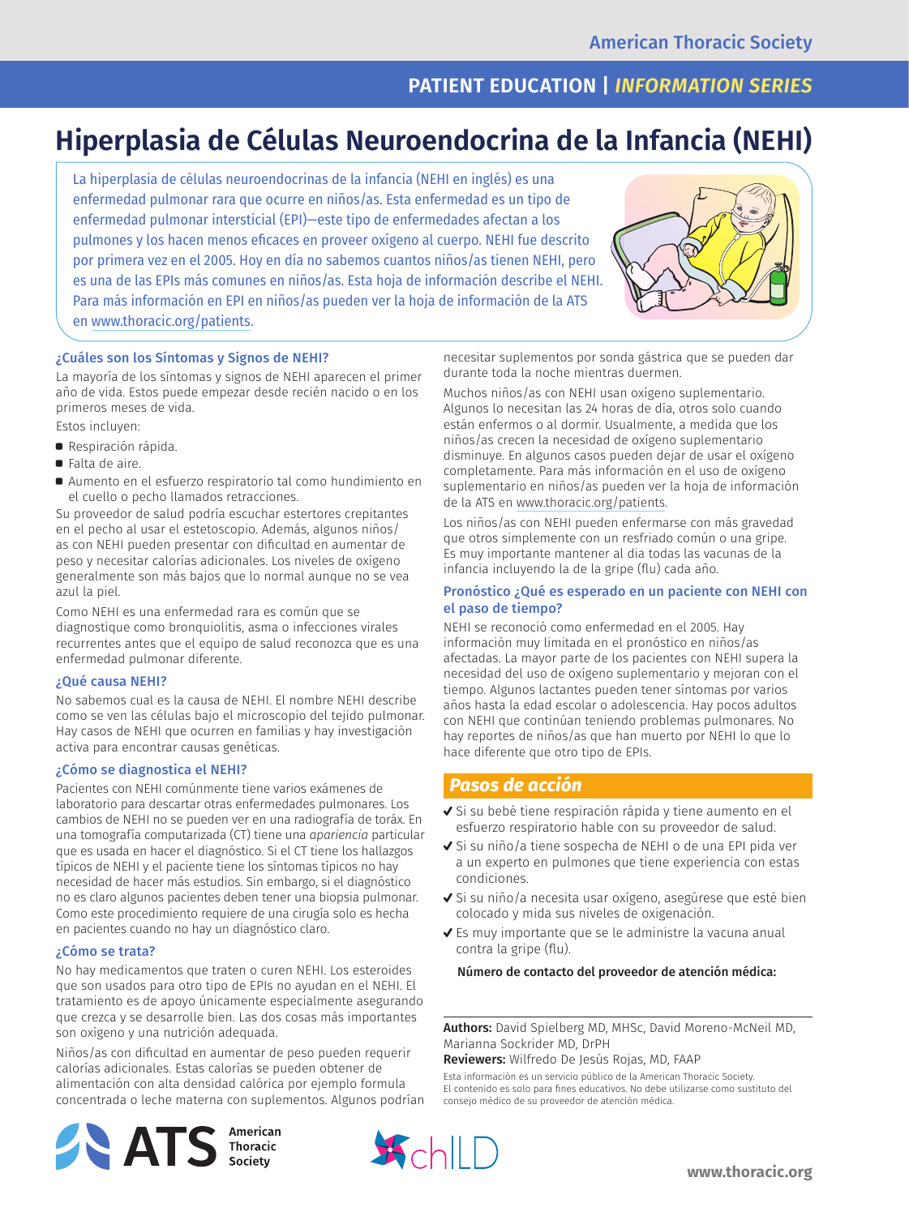# Hiperplasia de Células Neuroendocrina de la Infancia (NEHI)

La hiperplasia de células neuroendocrinas de la infancia (NEHI en inglés) es una enfermedad pulmonar rara que ocurre en niños/as. Esta enfermedad es un tipo de enfermedad pulmonar intersticial (EPI)—este tipo de enfermedades afectan a los pulmones y los hacen menos eficaces en proveer oxígeno al cuerpo. NEHI fue descrito por primera vez en el 2005. Hoy en día no sabemos cuantos niños/as tienen NEHI, pero es una de las EPIs más comunes en niños/as. Esta hoja de información describe el NEHI. Para más información en EPI en niños/as pueden ver la hoja de información de la ATS en www.thoracic.org/patients.

### ¿Cuáles son los Síntomas y Signos de NEHI?

La mayoría de los síntomas y signos de NEHI aparecen el primer año de vida. Estos puede empezar desde recién nacido o en los primeros meses de vida.

Estos incluyen:

- Respiración rápida.
- Falta de aire.
- Aumento en el esfuerzo respiratorio tal como hundimiento en el cuello o pecho llamados retracciones.

Su proveedor de salud podría escuchar estertores crepitantes en el pecho al usar el estetoscopio. Además, algunos niños/as con NEHI pueden presentar con dificultad en aumentar de peso y necesitar calorías adicionales. Los niveles de oxígeno generalmente son más bajos que lo normal aunque no se vea azul la piel.

Como NEHI es una enfermedad rara es común que se diagnostique como bronquiolitis, asma o infecciones virales recurrentes antes que el equipo de salud reconozca que es una enfermedad pulmonar diferente.

### ¿Qué causa NEHI?

No sabemos cual es la causa de NEHI. El nombre NEHI describe como se ven las células bajo el microscopio del tejido pulmonar. Hay casos de NEHI que ocurren en familias y hay investigación activa para encontrar causas genéticas.

### ¿Cómo se diagnostica el NEHI?

Pacientes con NEHI comúnmente tiene varios exámenes de laboratorio para descartar otras enfermedades pulmonares. Los cambios de NEHI no se pueden ver en una radiografía de torác. En una tomografía computarizada (CT) tiene una *apariencia* particular que es usada en hacer el diagnóstico. Si el CT tiene los hallazgos típicos de NEHI y el paciente tiene los síntomas típicos no hay necesidad de hacer más estudios. Sin embargo, si el diagnóstico no es claro algunos pacientes deben tener una biopsia pulmonar. Como este procedimiento requiere de una cirugía solo es hecha en pacientes cuando no hay un diagnóstico claro.

### ¿Cómo se trata?

No hay medicamentos que traten o curen NEHI. Los esteroides que son usados para otro tipo de EPIs no ayudan en el NEHI. El tratamiento es de apoyo únicamente especialmente asegurando que crezca y se desarrolle bien. Las dos cosas más importantes son oxígeno y una nutrición adequada.

Niños/as con dificultad en aumentar de peso pueden requerir calorías adicionales. Estas calorías se pueden obtener de alimentación con alta densidad calórica por ejemplo formula concentrada o leche materna con suplementos. Algunos podrían necesitar suplementos por sonda gástrica que se pueden dar durante toda la noche mientras duermen.

Muchos niños/as con NEHI usan oxígeno suplementario. Algunos lo necesitan las 24 horas de día, otros solo cuando están enfermos o al dormir. Usualmente, a medida que los niños/as crecen la necesidad de oxígeno suplementario disminuye. En algunos casos pueden dejar de usar el oxígeno completamente. Para más información en el uso de oxígeno suplementario en niños/as pueden ver la hoja de información de la ATS en www.thoracic.org/patients.

Los niños/as con NEHI pueden enfermarse con más gravedad que otros simplemente con un resfriado común o una gripe. Es muy importante mantener al dia todas las vacunas de la infancia incluyendo la de la gripe (flu) cada año.

### Pronóstico ¿Qué es esperado en un paciente con NEHI con el paso de tiempo?

NEHI se reconoció como enfermedad en el 2005. Hay información muy limitada en el pronóstico en niños/as afectadas. La mayor parte de los pacientes con NEHI supera la necesidad del uso de oxígeno suplementario y mejoran con el tiempo. Algunos lactantes pueden tener síntomas por varios años hasta la edad escolar o adolescencia. Hay pocos adultos con NEHI que continúan teniendo problemas pulmonares. No hay reportes de niños/as que han muerto por NEHI lo que lo hace diferente que otro tipo de EPIs.

### Pasos de acción

- ✔ Si su bebé tiene respiración rápida y tiene aumento en el esfuerzo respiratorio hable con su proveedor de salud.
- ✔ Si su niño/a tiene sospecha de NEHI o de una EPI pida ver a un experto en pulmones que tiene experiencia con estas condiciones.
- ✔ Si su niño/a necesita usar oxígeno, asegúrese que esté bien colocado y mida sus niveles de oxigenación.
- ✔ Es muy importante que se le administre la vacuna anual contra la gripe (flu).

**Número de contacto del proveedor de atención médica:**

**Authors:** David Spielberg MD, MHSc, David Moreno-McNeil MD, Marianna Sockrider MD, DrPH

**Reviewers:** Wilfredo De Jesús Rojas, MD, FAAP

Esta información es un servicio público de la American Thoracic Society. El contenido es solo para fines educativos. No debe utilizarse como sustituto del consejo médico de su proveedor de atención médica.

www.thoracic.org